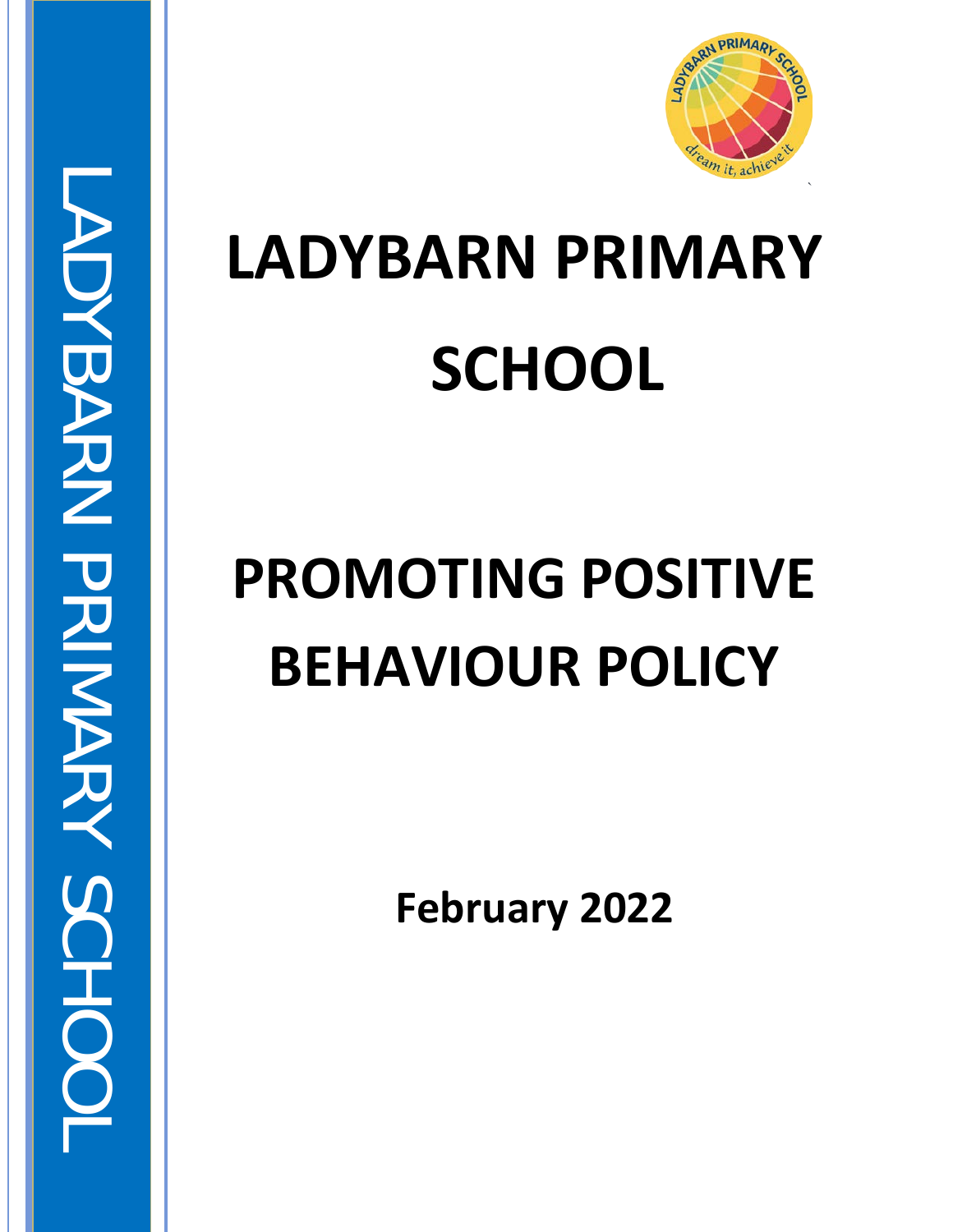# LADYBARN PRIMARY SCHOOL

# PROMOTING POSITIVE BEHAVIOUR POLICY

**February 2022**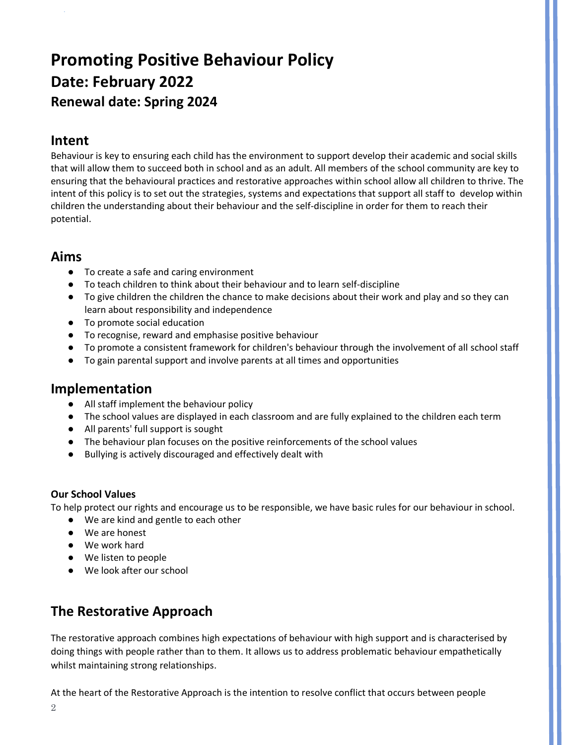# Promoting Positive Behaviour Policy

## Date: February 2022

### Renewal date: Spring 2024

## Intent

Behaviour is key to ensuring each child has the environment to support develop their academic and social skills that will allow them to succeed both in school and as an adult. All members of the school community are key to ensuring that the behavioural practices and restorative approaches within school allow all children to thrive. The intent of this policy is to set out the strategies, systems and expectations that support all staff to develop within children the understanding about their behaviour and the self-discipline in order for them to reach their potential.

## Aims

- To create a safe and caring environment
- To teach children to think about their behaviour and to learn self-discipline
- To give children the children the chance to make decisions about their work and play and so they can learn about responsibility and independence
- To promote social education
- To recognise, reward and emphasise positive behaviour
- To promote a consistent framework for children's behaviour through the involvement of all school staff
- To gain parental support and involve parents at all times and opportunities

## Implementation

- All staff implement the behaviour policy
- The school values are displayed in each classroom and are fully explained to the children each term
- All parents' full support is sought
- The behaviour plan focuses on the positive reinforcements of the school values
- Bullying is actively discouraged and effectively dealt with

**Our School Values**

To help protect our rights and encourage us to be responsible, we have basic rules for our behaviour in school.

- We are kind and gentle to each other
- We are honest
- We work hard
- We listen to people
- We look after our school

## The Restorative Approach

The restorative approach combines high expectations of behaviour with high support and is characterised by doing things with people rather than to them. It allows us to address problematic behaviour empathetically whilst maintaining strong relationships.

At the heart of the Restorative Approach is the intention to resolve conflict that occurs between people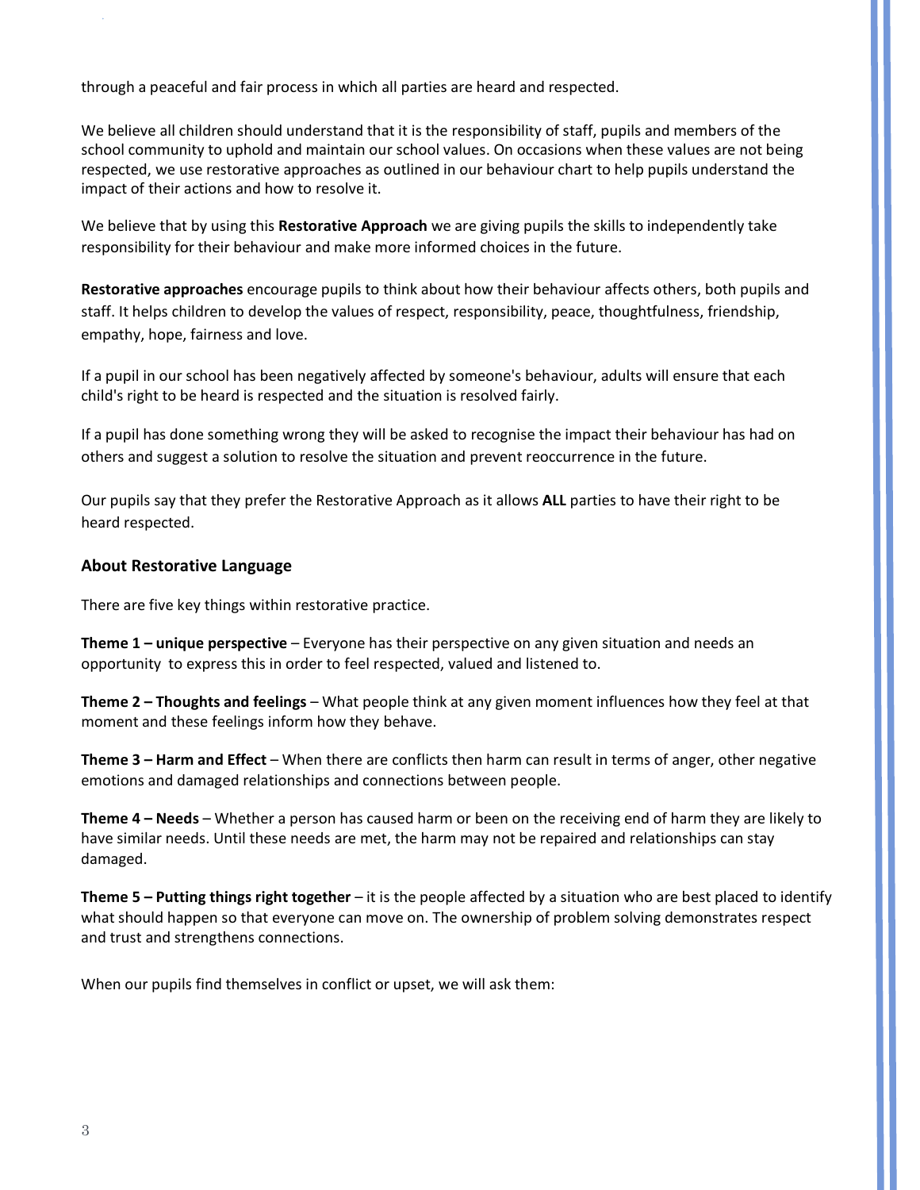through a peaceful and fair process in which all parties are heard and respected.

We believe all children should understand that it is the responsibility of staff, pupils and members of the school community to uphold and maintain our school values. On occasions when these values are not being respected, we use restorative approaches as outlined in our behaviour chart to help pupils understand the impact of their actions and how to resolve it.

We believe that by using this **Restorative Approach** we are giving pupils the skills to independently take responsibility for their behaviour and make more informed choices in the future.

**Restorative approaches** encourage pupils to think about how their behaviour affects others, both pupils and staff. It helps children to develop the values of respect, responsibility, peace, thoughtfulness, friendship, empathy, hope, fairness and love.

If a pupil in our school has been negatively affected by someone's behaviour, adults will ensure that each child's right to be heard is respected and the situation is resolved fairly.

If a pupil has done something wrong they will be asked to recognise the impact their behaviour has had on others and suggest a solution to resolve the situation and prevent reoccurrence in the future.

Our pupils say that they prefer the Restorative Approach as it allows **ALL** parties to have their right to be heard respected.

## About Restorative Language

There are five key things within restorative practice.

**Theme 1 – unique perspective** – Everyone has their perspective on any given situation and needs an opportunity to express this in order to feel respected, valued and listened to.

**Theme 2 – Thoughts and feelings** – What people think at any given moment influences how they feel at that moment and these feelings inform how they behave.

**Theme 3 – Harm and Effect** – When there are conflicts then harm can result in terms of anger, other negative emotions and damaged relationships and connections between people.

**Theme 4 – Needs** – Whether a person has caused harm or been on the receiving end of harm they are likely to have similar needs. Until these needs are met, the harm may not be repaired and relationships can stay damaged.

**Theme 5 – Putting things right together** – it is the people affected by a situation who are best placed to identify what should happen so that everyone can move on. The ownership of problem solving demonstrates respect and trust and strengthens connections.

When our pupils find themselves in conflict or upset, we will ask them: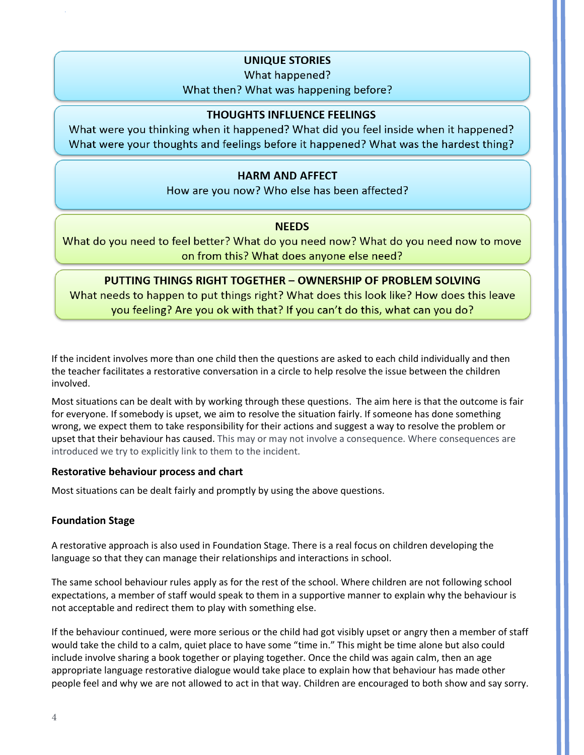**UNIQUE STORIES**
What happened?
What then? What was happening before?

**THOUGHTS INFLUENCE FEELINGS**
What were you thinking when it happened? What did you feel inside when it happened? What were your thoughts and feelings before it happened? What was the hardest thing?

**HARM AND AFFECT**
How are you now? Who else has been affected?

**NEEDS**
What do you need to feel better? What do you need now? What do you need now to move on from this? What does anyone else need?

**PUTTING THINGS RIGHT TOGETHER – OWNERSHIP OF PROBLEM SOLVING**
What needs to happen to put things right? What does this look like? How does this leave you feeling? Are you ok with that? If you can't do this, what can you do?

If the incident involves more than one child then the questions are asked to each child individually and then the teacher facilitates a restorative conversation in a circle to help resolve the issue between the children involved.

Most situations can be dealt with by working through these questions. The aim here is that the outcome is fair for everyone. If somebody is upset, we aim to resolve the situation fairly. If someone has done something wrong, we expect them to take responsibility for their actions and suggest a way to resolve the problem or upset that their behaviour has caused. This may or may not involve a consequence. Where consequences are introduced we try to explicitly link to them to the incident.

**Restorative behaviour process and chart**

Most situations can be dealt fairly and promptly by using the above questions.

**Foundation Stage**

A restorative approach is also used in Foundation Stage. There is a real focus on children developing the language so that they can manage their relationships and interactions in school.

The same school behaviour rules apply as for the rest of the school. Where children are not following school expectations, a member of staff would speak to them in a supportive manner to explain why the behaviour is not acceptable and redirect them to play with something else.

If the behaviour continued, were more serious or the child had got visibly upset or angry then a member of staff would take the child to a calm, quiet place to have some "time in." This might be time alone but also could include involve sharing a book together or playing together. Once the child was again calm, then an age appropriate language restorative dialogue would take place to explain how that behaviour has made other people feel and why we are not allowed to act in that way. Children are encouraged to both show and say sorry.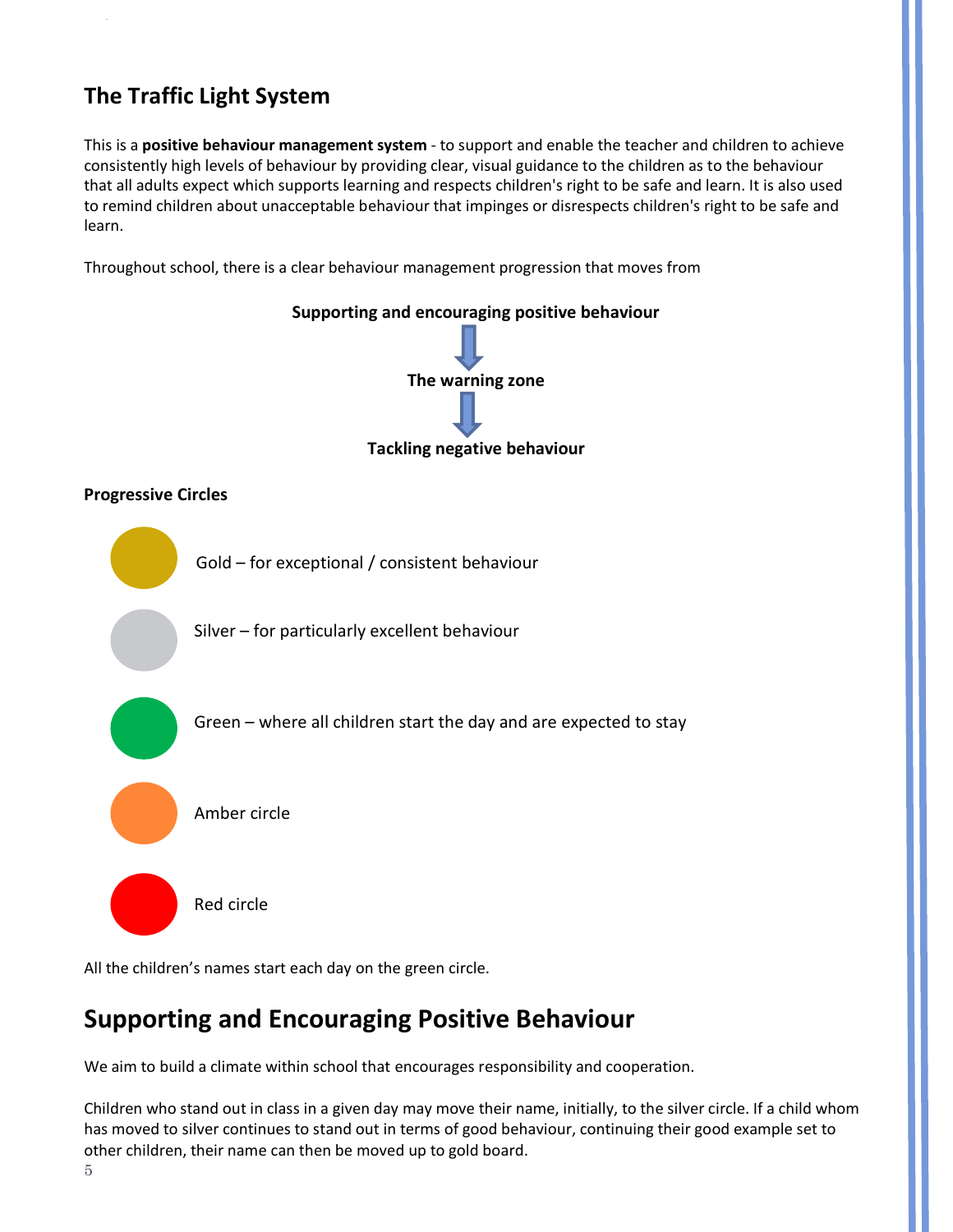## The Traffic Light System

This is a **positive behaviour management system** - to support and enable the teacher and children to achieve consistently high levels of behaviour by providing clear, visual guidance to the children as to the behaviour that all adults expect which supports learning and respects children's right to be safe and learn. It is also used to remind children about unacceptable behaviour that impinges or disrespects children's right to be safe and learn.

Throughout school, there is a clear behaviour management progression that moves from

**Supporting and encouraging positive behaviour**

↓

**The warning zone**

↓

**Tackling negative behaviour**

### Progressive Circles

- Gold – for exceptional / consistent behaviour
- Silver – for particularly excellent behaviour
- Green – where all children start the day and are expected to stay
- Amber circle
- Red circle

All the children's names start each day on the green circle.

# Supporting and Encouraging Positive Behaviour

We aim to build a climate within school that encourages responsibility and cooperation.

Children who stand out in class in a given day may move their name, initially, to the silver circle. If a child whom has moved to silver continues to stand out in terms of good behaviour, continuing their good example set to other children, their name can then be moved up to gold board.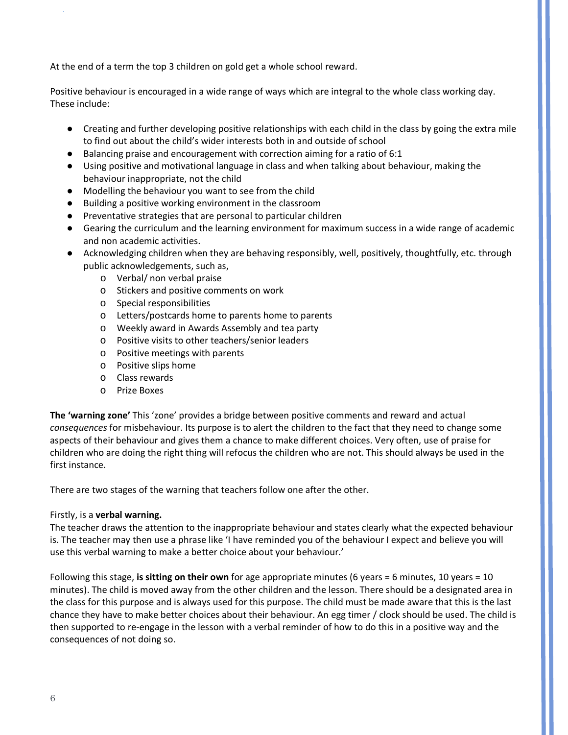At the end of a term the top 3 children on gold get a whole school reward.

Positive behaviour is encouraged in a wide range of ways which are integral to the whole class working day. These include:

- Creating and further developing positive relationships with each child in the class by going the extra mile to find out about the child's wider interests both in and outside of school
- Balancing praise and encouragement with correction aiming for a ratio of 6:1
- Using positive and motivational language in class and when talking about behaviour, making the behaviour inappropriate, not the child
- Modelling the behaviour you want to see from the child
- Building a positive working environment in the classroom
- Preventative strategies that are personal to particular children
- Gearing the curriculum and the learning environment for maximum success in a wide range of academic and non academic activities.
- Acknowledging children when they are behaving responsibly, well, positively, thoughtfully, etc. through public acknowledgements, such as,
    - Verbal/ non verbal praise
    - Stickers and positive comments on work
    - Special responsibilities
    - Letters/postcards home to parents home to parents
    - Weekly award in Awards Assembly and tea party
    - Positive visits to other teachers/senior leaders
    - Positive meetings with parents
    - Positive slips home
    - Class rewards
    - Prize Boxes

**The 'warning zone'** This 'zone' provides a bridge between positive comments and reward and actual *consequences* for misbehaviour. Its purpose is to alert the children to the fact that they need to change some aspects of their behaviour and gives them a chance to make different choices. Very often, use of praise for children who are doing the right thing will refocus the children who are not. This should always be used in the first instance.

There are two stages of the warning that teachers follow one after the other.

Firstly, is a **verbal warning.**
The teacher draws the attention to the inappropriate behaviour and states clearly what the expected behaviour is. The teacher may then use a phrase like 'I have reminded you of the behaviour I expect and believe you will use this verbal warning to make a better choice about your behaviour.'

Following this stage, **is sitting on their own** for age appropriate minutes (6 years = 6 minutes, 10 years = 10 minutes). The child is moved away from the other children and the lesson. There should be a designated area in the class for this purpose and is always used for this purpose. The child must be made aware that this is the last chance they have to make better choices about their behaviour. An egg timer / clock should be used. The child is then supported to re-engage in the lesson with a verbal reminder of how to do this in a positive way and the consequences of not doing so.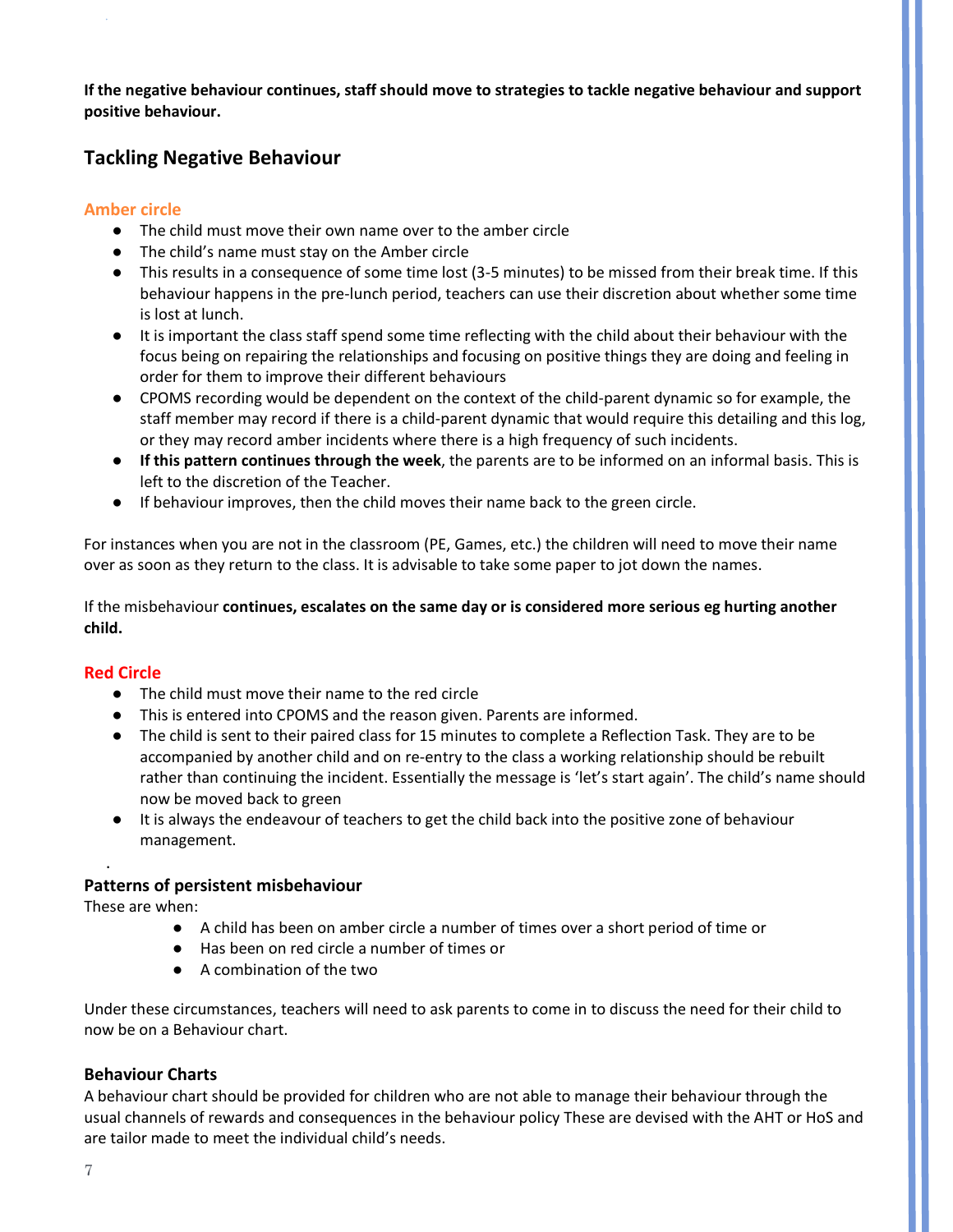**If the negative behaviour continues, staff should move to strategies to tackle negative behaviour and support positive behaviour.**

## Tackling Negative Behaviour

### Amber circle

- The child must move their own name over to the amber circle
- The child's name must stay on the Amber circle
- This results in a consequence of some time lost (3-5 minutes) to be missed from their break time. If this behaviour happens in the pre-lunch period, teachers can use their discretion about whether some time is lost at lunch.
- It is important the class staff spend some time reflecting with the child about their behaviour with the focus being on repairing the relationships and focusing on positive things they are doing and feeling in order for them to improve their different behaviours
- CPOMS recording would be dependent on the context of the child-parent dynamic so for example, the staff member may record if there is a child-parent dynamic that would require this detailing and this log, or they may record amber incidents where there is a high frequency of such incidents.
- **If this pattern continues through the week**, the parents are to be informed on an informal basis. This is left to the discretion of the Teacher.
- If behaviour improves, then the child moves their name back to the green circle.

For instances when you are not in the classroom (PE, Games, etc.) the children will need to move their name over as soon as they return to the class. It is advisable to take some paper to jot down the names.

If the misbehaviour **continues, escalates on the same day or is considered more serious eg hurting another child.**

### Red Circle

- The child must move their name to the red circle
- This is entered into CPOMS and the reason given. Parents are informed.
- The child is sent to their paired class for 15 minutes to complete a Reflection Task. They are to be accompanied by another child and on re-entry to the class a working relationship should be rebuilt rather than continuing the incident. Essentially the message is 'let's start again'. The child's name should now be moved back to green
- It is always the endeavour of teachers to get the child back into the positive zone of behaviour management.

### Patterns of persistent misbehaviour

These are when:

- A child has been on amber circle a number of times over a short period of time or
- Has been on red circle a number of times or
- A combination of the two

Under these circumstances, teachers will need to ask parents to come in to discuss the need for their child to now be on a Behaviour chart.

### Behaviour Charts

A behaviour chart should be provided for children who are not able to manage their behaviour through the usual channels of rewards and consequences in the behaviour policy These are devised with the AHT or HoS and are tailor made to meet the individual child's needs.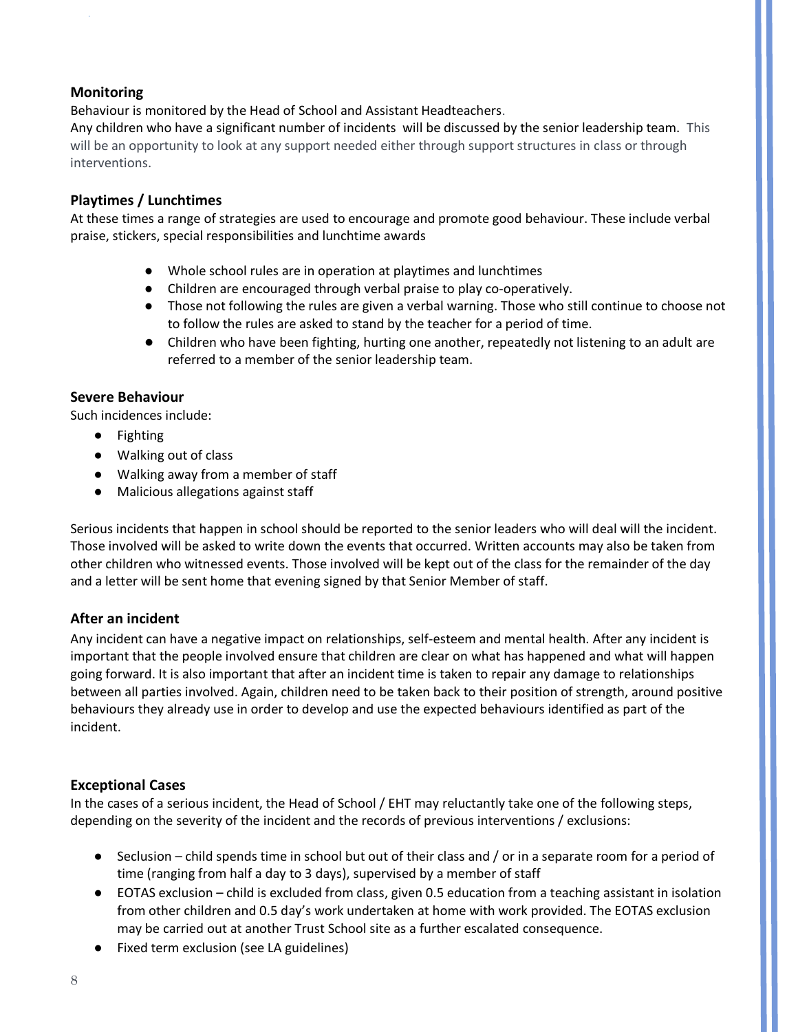## Monitoring

Behaviour is monitored by the Head of School and Assistant Headteachers.
Any children who have a significant number of incidents will be discussed by the senior leadership team. This will be an opportunity to look at any support needed either through support structures in class or through interventions.

## Playtimes / Lunchtimes

At these times a range of strategies are used to encourage and promote good behaviour. These include verbal praise, stickers, special responsibilities and lunchtime awards

- Whole school rules are in operation at playtimes and lunchtimes
- Children are encouraged through verbal praise to play co-operatively.
- Those not following the rules are given a verbal warning. Those who still continue to choose not to follow the rules are asked to stand by the teacher for a period of time.
- Children who have been fighting, hurting one another, repeatedly not listening to an adult are referred to a member of the senior leadership team.

## Severe Behaviour

Such incidences include:

- Fighting
- Walking out of class
- Walking away from a member of staff
- Malicious allegations against staff

Serious incidents that happen in school should be reported to the senior leaders who will deal will the incident. Those involved will be asked to write down the events that occurred. Written accounts may also be taken from other children who witnessed events. Those involved will be kept out of the class for the remainder of the day and a letter will be sent home that evening signed by that Senior Member of staff.

## After an incident

Any incident can have a negative impact on relationships, self-esteem and mental health. After any incident is important that the people involved ensure that children are clear on what has happened and what will happen going forward. It is also important that after an incident time is taken to repair any damage to relationships between all parties involved. Again, children need to be taken back to their position of strength, around positive behaviours they already use in order to develop and use the expected behaviours identified as part of the incident.

## Exceptional Cases

In the cases of a serious incident, the Head of School / EHT may reluctantly take one of the following steps, depending on the severity of the incident and the records of previous interventions / exclusions:

- Seclusion – child spends time in school but out of their class and / or in a separate room for a period of time (ranging from half a day to 3 days), supervised by a member of staff
- EOTAS exclusion – child is excluded from class, given 0.5 education from a teaching assistant in isolation from other children and 0.5 day's work undertaken at home with work provided. The EOTAS exclusion may be carried out at another Trust School site as a further escalated consequence.
- Fixed term exclusion (see LA guidelines)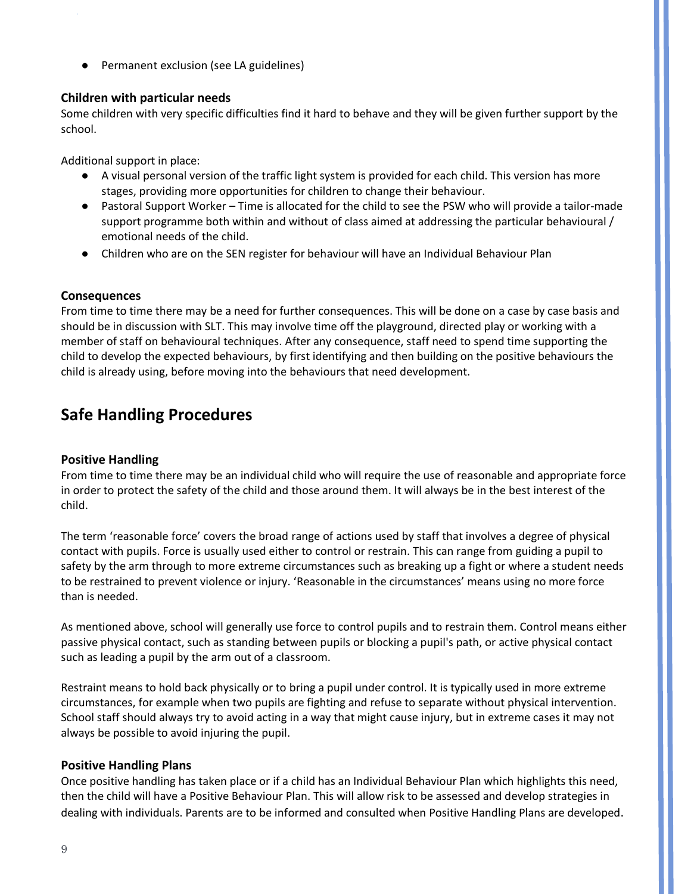- Permanent exclusion (see LA guidelines)

### Children with particular needs

Some children with very specific difficulties find it hard to behave and they will be given further support by the school.

Additional support in place:

- A visual personal version of the traffic light system is provided for each child. This version has more stages, providing more opportunities for children to change their behaviour.
- Pastoral Support Worker – Time is allocated for the child to see the PSW who will provide a tailor-made support programme both within and without of class aimed at addressing the particular behavioural / emotional needs of the child.
- Children who are on the SEN register for behaviour will have an Individual Behaviour Plan

### Consequences

From time to time there may be a need for further consequences. This will be done on a case by case basis and should be in discussion with SLT. This may involve time off the playground, directed play or working with a member of staff on behavioural techniques. After any consequence, staff need to spend time supporting the child to develop the expected behaviours, by first identifying and then building on the positive behaviours the child is already using, before moving into the behaviours that need development.

## Safe Handling Procedures

### Positive Handling

From time to time there may be an individual child who will require the use of reasonable and appropriate force in order to protect the safety of the child and those around them. It will always be in the best interest of the child.

The term 'reasonable force' covers the broad range of actions used by staff that involves a degree of physical contact with pupils. Force is usually used either to control or restrain. This can range from guiding a pupil to safety by the arm through to more extreme circumstances such as breaking up a fight or where a student needs to be restrained to prevent violence or injury. 'Reasonable in the circumstances' means using no more force than is needed.

As mentioned above, school will generally use force to control pupils and to restrain them. Control means either passive physical contact, such as standing between pupils or blocking a pupil's path, or active physical contact such as leading a pupil by the arm out of a classroom.

Restraint means to hold back physically or to bring a pupil under control. It is typically used in more extreme circumstances, for example when two pupils are fighting and refuse to separate without physical intervention. School staff should always try to avoid acting in a way that might cause injury, but in extreme cases it may not always be possible to avoid injuring the pupil.

### Positive Handling Plans

Once positive handling has taken place or if a child has an Individual Behaviour Plan which highlights this need, then the child will have a Positive Behaviour Plan. This will allow risk to be assessed and develop strategies in dealing with individuals. Parents are to be informed and consulted when Positive Handling Plans are developed.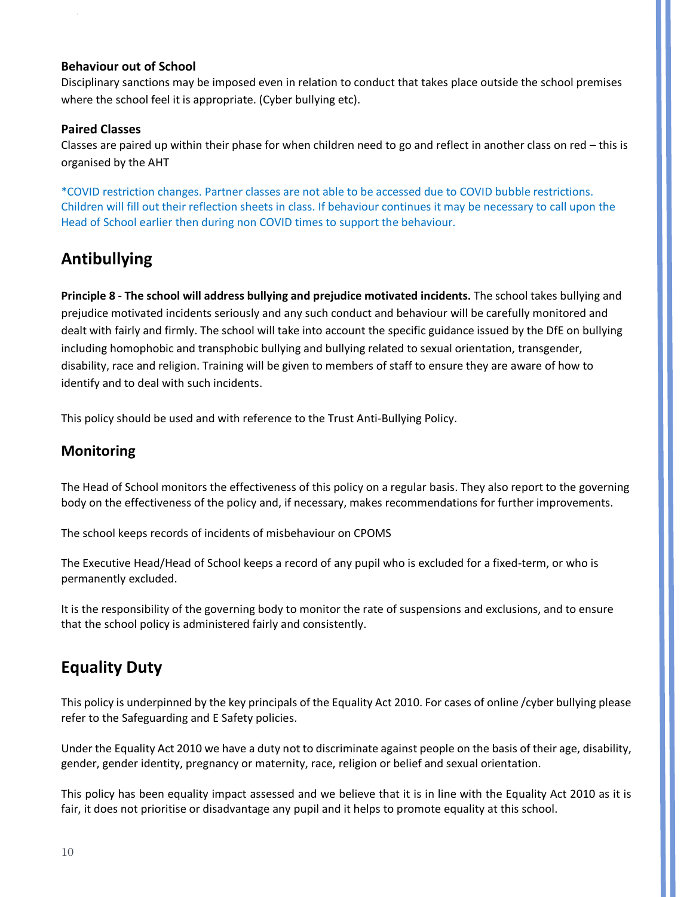### Behaviour out of School

Disciplinary sanctions may be imposed even in relation to conduct that takes place outside the school premises where the school feel it is appropriate. (Cyber bullying etc).

### Paired Classes

Classes are paired up within their phase for when children need to go and reflect in another class on red – this is organised by the AHT

*COVID restriction changes. Partner classes are not able to be accessed due to COVID bubble restrictions. Children will fill out their reflection sheets in class. If behaviour continues it may be necessary to call upon the Head of School earlier then during non COVID times to support the behaviour.

## Antibullying

**Principle 8 - The school will address bullying and prejudice motivated incidents.** The school takes bullying and prejudice motivated incidents seriously and any such conduct and behaviour will be carefully monitored and dealt with fairly and firmly. The school will take into account the specific guidance issued by the DfE on bullying including homophobic and transphobic bullying and bullying related to sexual orientation, transgender, disability, race and religion. Training will be given to members of staff to ensure they are aware of how to identify and to deal with such incidents.

This policy should be used and with reference to the Trust Anti-Bullying Policy.

## Monitoring

The Head of School monitors the effectiveness of this policy on a regular basis. They also report to the governing body on the effectiveness of the policy and, if necessary, makes recommendations for further improvements.

The school keeps records of incidents of misbehaviour on CPOMS

The Executive Head/Head of School keeps a record of any pupil who is excluded for a fixed-term, or who is permanently excluded.

It is the responsibility of the governing body to monitor the rate of suspensions and exclusions, and to ensure that the school policy is administered fairly and consistently.

## Equality Duty

This policy is underpinned by the key principals of the Equality Act 2010. For cases of online /cyber bullying please refer to the Safeguarding and E Safety policies.

Under the Equality Act 2010 we have a duty not to discriminate against people on the basis of their age, disability, gender, gender identity, pregnancy or maternity, race, religion or belief and sexual orientation.

This policy has been equality impact assessed and we believe that it is in line with the Equality Act 2010 as it is fair, it does not prioritise or disadvantage any pupil and it helps to promote equality at this school.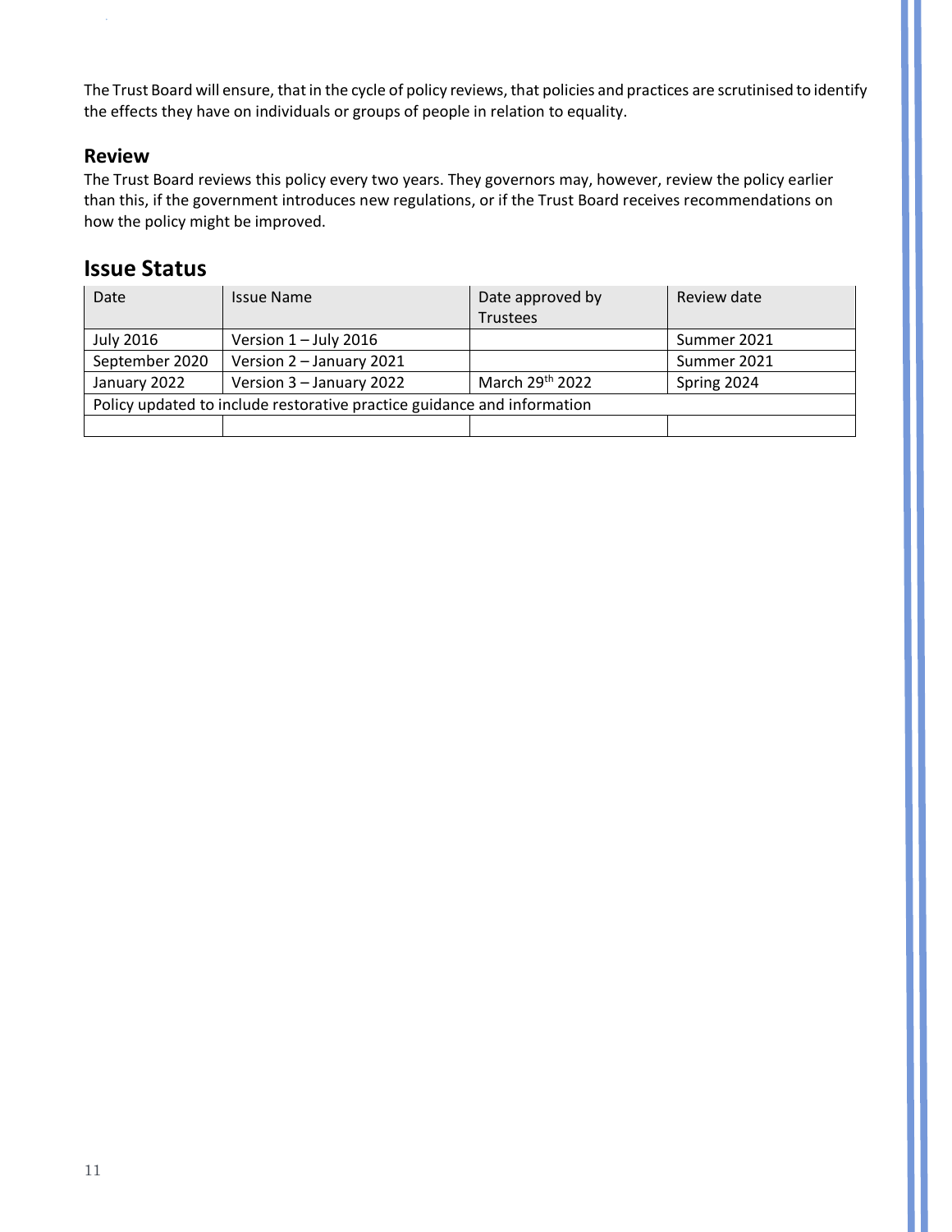The Trust Board will ensure, that in the cycle of policy reviews, that policies and practices are scrutinised to identify the effects they have on individuals or groups of people in relation to equality.

### Review

The Trust Board reviews this policy every two years. They governors may, however, review the policy earlier than this, if the government introduces new regulations, or if the Trust Board receives recommendations on how the policy might be improved.

## Issue Status

| Date | Issue Name | Date approved by Trustees | Review date |
|---|---|---|---|
| July 2016 | Version 1 – July 2016 | | Summer 2021 |
| September 2020 | Version 2 – January 2021 | | Summer 2021 |
| January 2022 | Version 3 – January 2022 | March 29th 2022 | Spring 2024 |
| Policy updated to include restorative practice guidance and information | | | |
| | | | |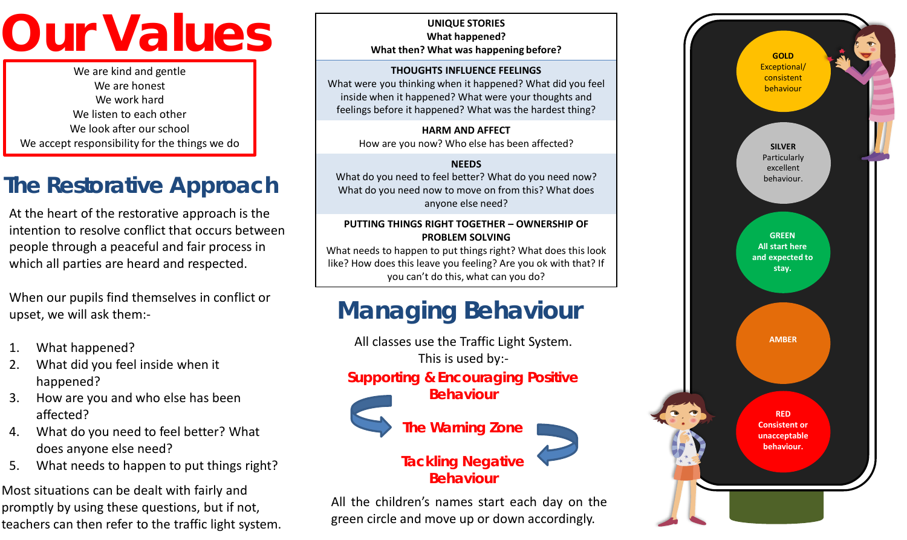# Our Values

We are kind and gentle
We are honest
We work hard
We listen to each other
We look after our school
We accept responsibility for the things we do

## The Restorative Approach

At the heart of the restorative approach is the intention to resolve conflict that occurs between people through a peaceful and fair process in which all parties are heard and respected.

When our pupils find themselves in conflict or upset, we will ask them:-

1. What happened?
2. What did you feel inside when it happened?
3. How are you and who else has been affected?
4. What do you need to feel better? What does anyone else need?
5. What needs to happen to put things right?

Most situations can be dealt with fairly and promptly by using these questions, but if not, teachers can then refer to the traffic light system.

**UNIQUE STORIES**
What happened?
What then? What was happening before?

**THOUGHTS INFLUENCE FEELINGS**
What were you thinking when it happened? What did you feel inside when it happened? What were your thoughts and feelings before it happened? What was the hardest thing?

**HARM AND AFFECT**
How are you now? Who else has been affected?

**NEEDS**
What do you need to feel better? What do you need now? What do you need now to move on from this? What does anyone else need?

**PUTTING THINGS RIGHT TOGETHER – OWNERSHIP OF PROBLEM SOLVING**
What needs to happen to put things right? What does this look like? How does this leave you feeling? Are you ok with that? If you can't do this, what can you do?

## Managing Behaviour

All classes use the Traffic Light System.
This is used by:-

**Supporting & Encouraging Positive Behaviour**

**The Warning Zone**

**Tackling Negative Behaviour**

All the children's names start each day on the green circle and move up or down accordingly.

**GOLD** Exceptional/ consistent behaviour

**SILVER** Particularly excellent behaviour.

**GREEN** All start here and expected to stay.

**AMBER**

**RED** Consistent or unacceptable behaviour.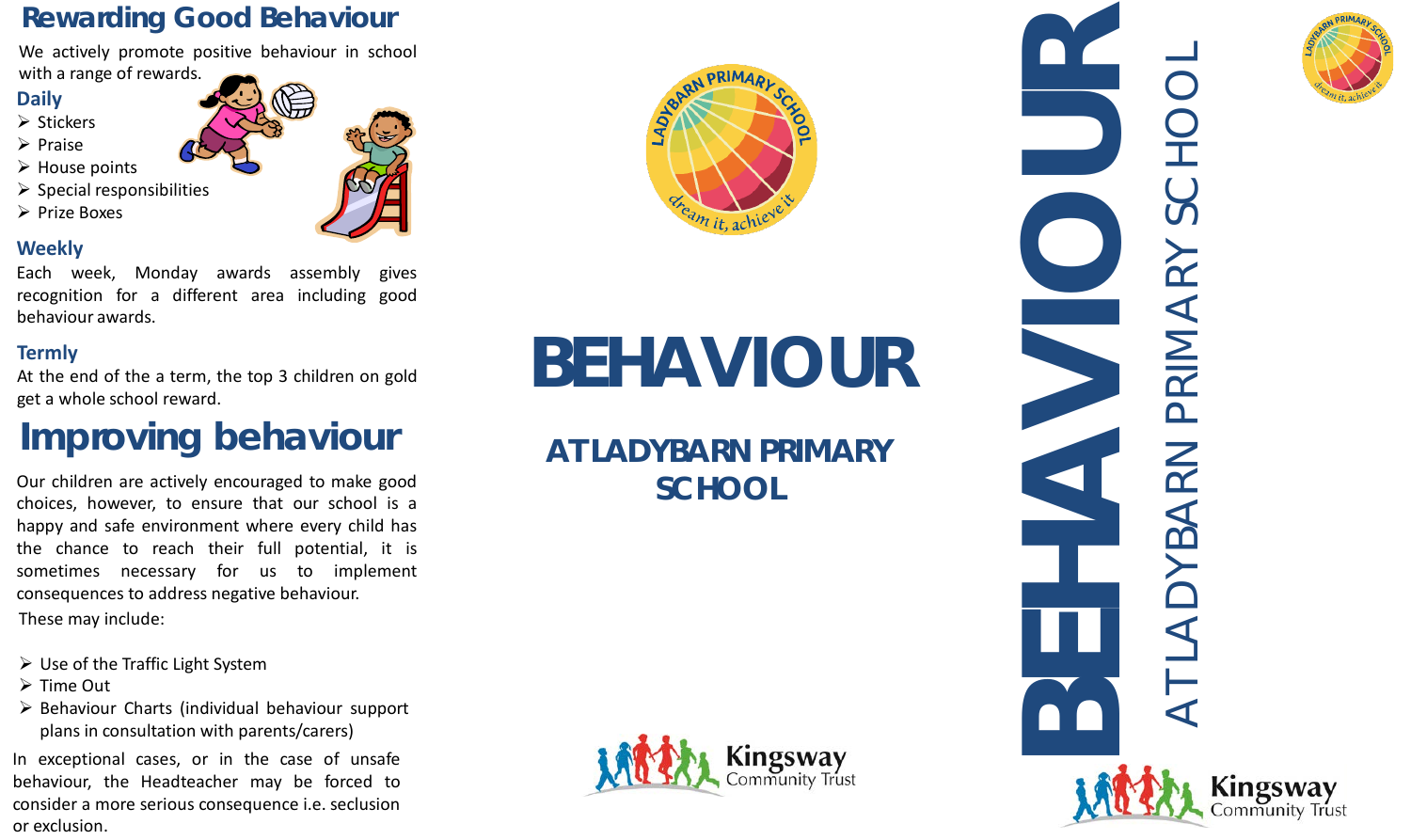## Rewarding Good Behaviour

We actively promote positive behaviour in school with a range of rewards.

### Daily

- Stickers
- Praise
- House points
- Special responsibilities
- Prize Boxes

### Weekly

Each week, Monday awards assembly gives recognition for a different area including good behaviour awards.

### Termly

At the end of the a term, the top 3 children on gold get a whole school reward.

## Improving behaviour

Our children are actively encouraged to make good choices, however, to ensure that our school is a happy and safe environment where every child has the chance to reach their full potential, it is sometimes necessary for us to implement consequences to address negative behaviour.

These may include:

- Use of the Traffic Light System
- Time Out
- Behaviour Charts (individual behaviour support plans in consultation with parents/carers)

In exceptional cases, or in the case of unsafe behaviour, the Headteacher may be forced to consider a more serious consequence i.e. seclusion or exclusion.

LADYBARN PRIMARY SCHOOL

dream it, achieve it

# BEHAVIOUR

## AT LADYBARN PRIMARY SCHOOL

Kingsway Community Trust

# BEHAVIOUR

AT LADYBARN PRIMARY SCHOOL

LADYBARN PRIMARY SCHOOL

dream it, achieve it

Kingsway Community Trust